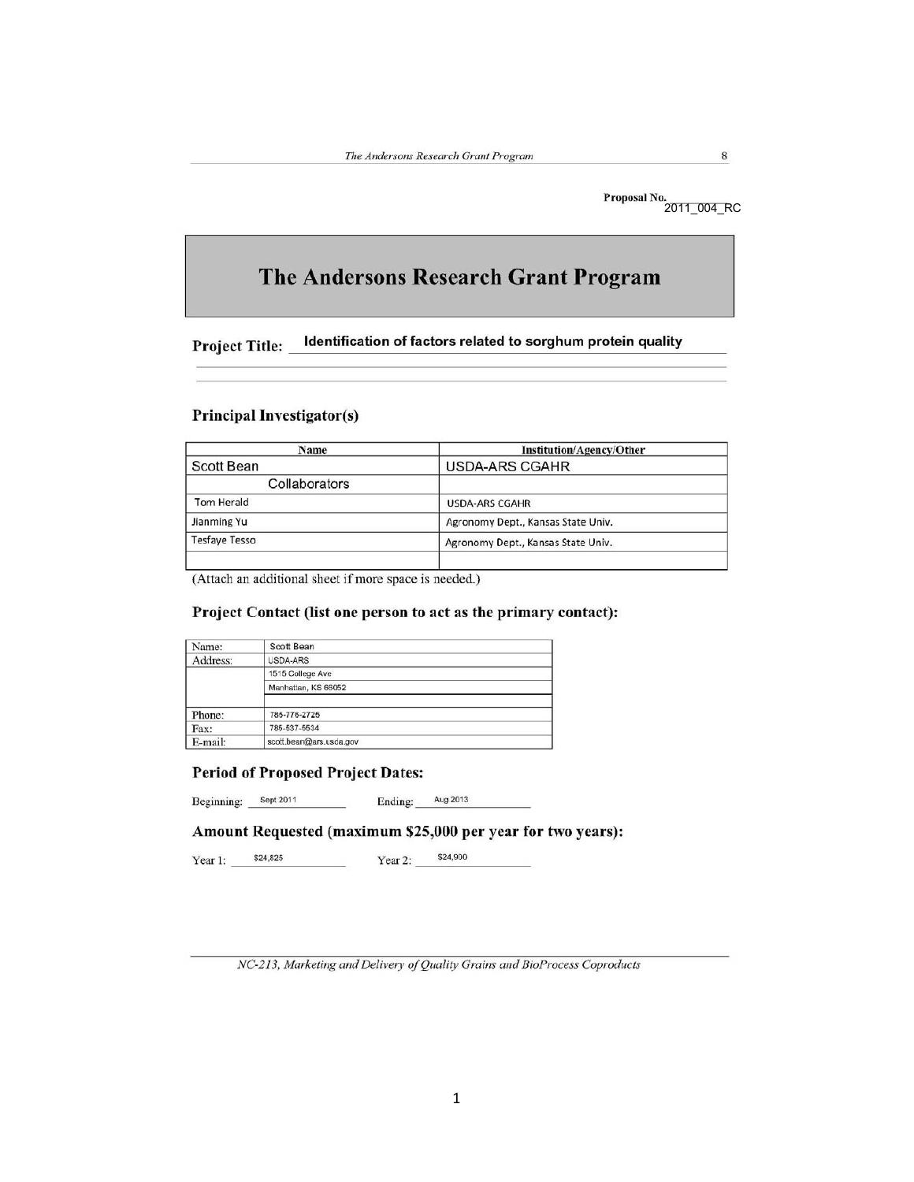Proposal No. 2011_004_RC

# The Andersons Research Grant Program

**Project Title:** Identification of factors related to sorghum protein quality

## Principal Investigator(s)

| Name | Institution/Agency/Other |
|---|---|
| Scott Bean | USDA-ARS CGAHR |
| Collaborators | |
| Tom Herald | USDA-ARS CGAHR |
| Jianming Yu | Agronomy Dept., Kansas State Univ. |
| Tesfaye Tesso | Agronomy Dept., Kansas State Univ. |
| | |

(Attach an additional sheet if more space is needed.)

## Project Contact (list one person to act as the primary contact):

| | |
|---|---|
| Name: | Scott Bean |
| Address: | USDA-ARS |
| | 1515 College Ave |
| | Manhattan, KS 66052 |
| | |
| Phone: | 785-776-2725 |
| Fax: | 785-537-5534 |
| E-mail: | scott.bean@ars.usda.gov |

## Period of Proposed Project Dates:

Beginning: Sept 2011 Ending: Aug 2013

## Amount Requested (maximum $25,000 per year for two years):

Year 1: $24,825 Year 2: $24,900

*NC-213, Marketing and Delivery of Quality Grains and BioProcess Coproducts*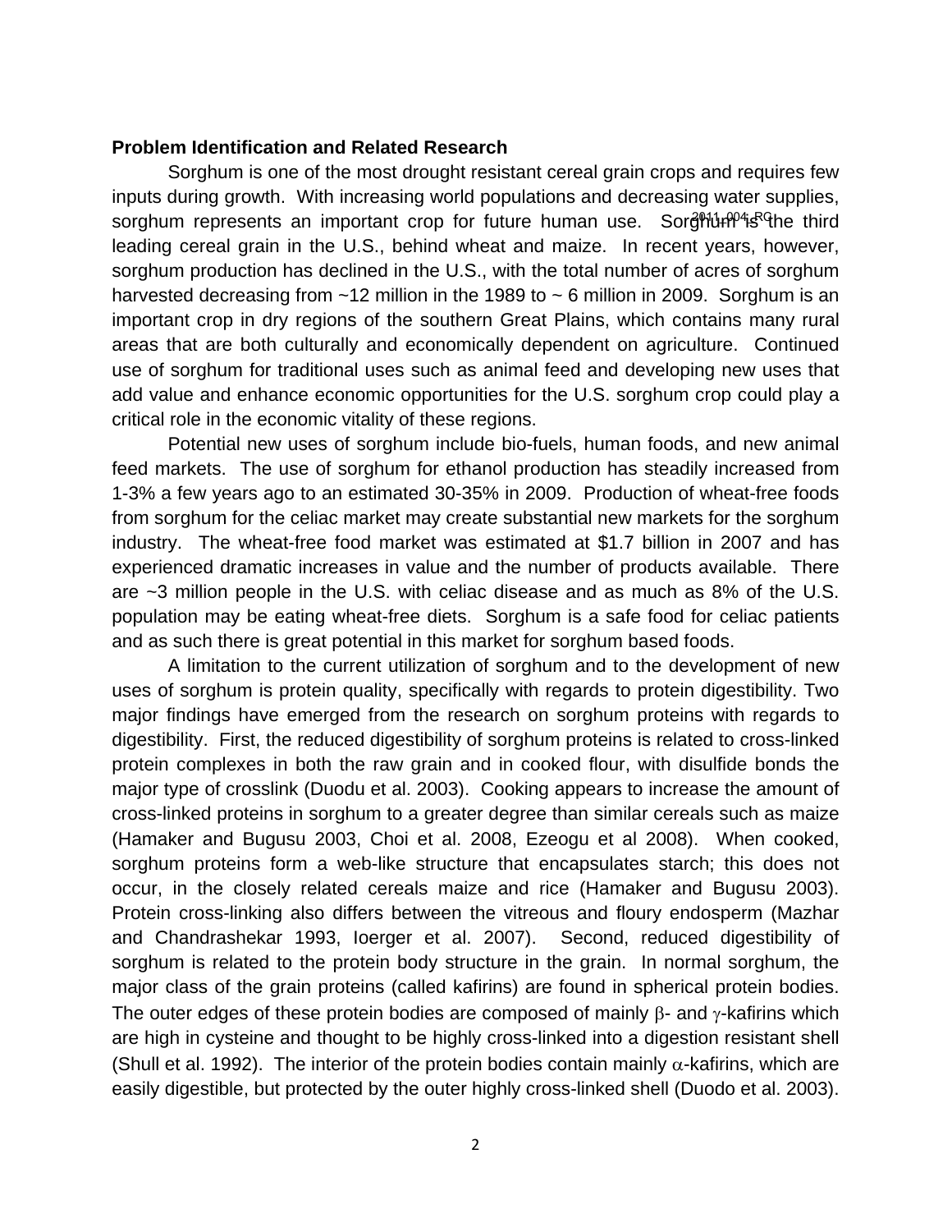**Problem Identification and Related Research**

Sorghum is one of the most drought resistant cereal grain crops and requires few inputs during growth. With increasing world populations and decreasing water supplies, sorghum represents an important crop for future human use. Sorghum is the third leading cereal grain in the U.S., behind wheat and maize. In recent years, however, sorghum production has declined in the U.S., with the total number of acres of sorghum harvested decreasing from ~12 million in the 1989 to ~ 6 million in 2009. Sorghum is an important crop in dry regions of the southern Great Plains, which contains many rural areas that are both culturally and economically dependent on agriculture. Continued use of sorghum for traditional uses such as animal feed and developing new uses that add value and enhance economic opportunities for the U.S. sorghum crop could play a critical role in the economic vitality of these regions.

Potential new uses of sorghum include bio-fuels, human foods, and new animal feed markets. The use of sorghum for ethanol production has steadily increased from 1-3% a few years ago to an estimated 30-35% in 2009. Production of wheat-free foods from sorghum for the celiac market may create substantial new markets for the sorghum industry. The wheat-free food market was estimated at $1.7 billion in 2007 and has experienced dramatic increases in value and the number of products available. There are ~3 million people in the U.S. with celiac disease and as much as 8% of the U.S. population may be eating wheat-free diets. Sorghum is a safe food for celiac patients and as such there is great potential in this market for sorghum based foods.

A limitation to the current utilization of sorghum and to the development of new uses of sorghum is protein quality, specifically with regards to protein digestibility. Two major findings have emerged from the research on sorghum proteins with regards to digestibility. First, the reduced digestibility of sorghum proteins is related to cross-linked protein complexes in both the raw grain and in cooked flour, with disulfide bonds the major type of crosslink (Duodu et al. 2003). Cooking appears to increase the amount of cross-linked proteins in sorghum to a greater degree than similar cereals such as maize (Hamaker and Bugusu 2003, Choi et al. 2008, Ezeogu et al 2008). When cooked, sorghum proteins form a web-like structure that encapsulates starch; this does not occur, in the closely related cereals maize and rice (Hamaker and Bugusu 2003). Protein cross-linking also differs between the vitreous and floury endosperm (Mazhar and Chandrashekar 1993, Ioerger et al. 2007). Second, reduced digestibility of sorghum is related to the protein body structure in the grain. In normal sorghum, the major class of the grain proteins (called kafirins) are found in spherical protein bodies. The outer edges of these protein bodies are composed of mainly $\beta$- and $\gamma$-kafirins which are high in cysteine and thought to be highly cross-linked into a digestion resistant shell (Shull et al. 1992). The interior of the protein bodies contain mainly $\alpha$-kafirins, which are easily digestible, but protected by the outer highly cross-linked shell (Duodo et al. 2003).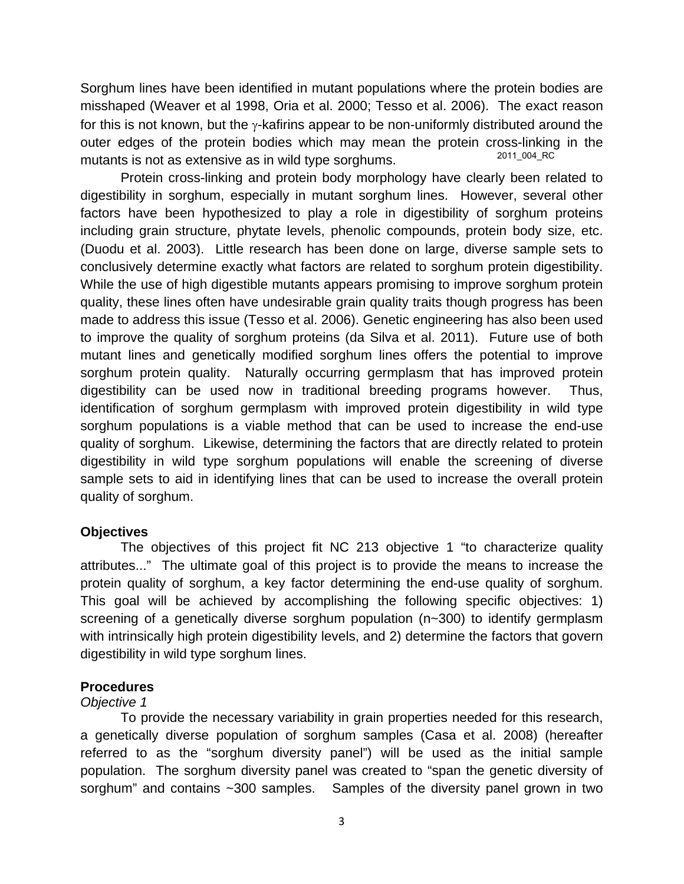Sorghum lines have been identified in mutant populations where the protein bodies are misshaped (Weaver et al 1998, Oria et al. 2000; Tesso et al. 2006). The exact reason for this is not known, but the γ-kafirins appear to be non-uniformly distributed around the outer edges of the protein bodies which may mean the protein cross-linking in the mutants is not as extensive as in wild type sorghums.

Protein cross-linking and protein body morphology have clearly been related to digestibility in sorghum, especially in mutant sorghum lines. However, several other factors have been hypothesized to play a role in digestibility of sorghum proteins including grain structure, phytate levels, phenolic compounds, protein body size, etc. (Duodu et al. 2003). Little research has been done on large, diverse sample sets to conclusively determine exactly what factors are related to sorghum protein digestibility. While the use of high digestible mutants appears promising to improve sorghum protein quality, these lines often have undesirable grain quality traits though progress has been made to address this issue (Tesso et al. 2006). Genetic engineering has also been used to improve the quality of sorghum proteins (da Silva et al. 2011). Future use of both mutant lines and genetically modified sorghum lines offers the potential to improve sorghum protein quality. Naturally occurring germplasm that has improved protein digestibility can be used now in traditional breeding programs however. Thus, identification of sorghum germplasm with improved protein digestibility in wild type sorghum populations is a viable method that can be used to increase the end-use quality of sorghum. Likewise, determining the factors that are directly related to protein digestibility in wild type sorghum populations will enable the screening of diverse sample sets to aid in identifying lines that can be used to increase the overall protein quality of sorghum.

**Objectives**

The objectives of this project fit NC 213 objective 1 "to characterize quality attributes..." The ultimate goal of this project is to provide the means to increase the protein quality of sorghum, a key factor determining the end-use quality of sorghum. This goal will be achieved by accomplishing the following specific objectives: 1) screening of a genetically diverse sorghum population (n~300) to identify germplasm with intrinsically high protein digestibility levels, and 2) determine the factors that govern digestibility in wild type sorghum lines.

**Procedures**

*Objective 1*

To provide the necessary variability in grain properties needed for this research, a genetically diverse population of sorghum samples (Casa et al. 2008) (hereafter referred to as the "sorghum diversity panel") will be used as the initial sample population. The sorghum diversity panel was created to "span the genetic diversity of sorghum" and contains ~300 samples. Samples of the diversity panel grown in two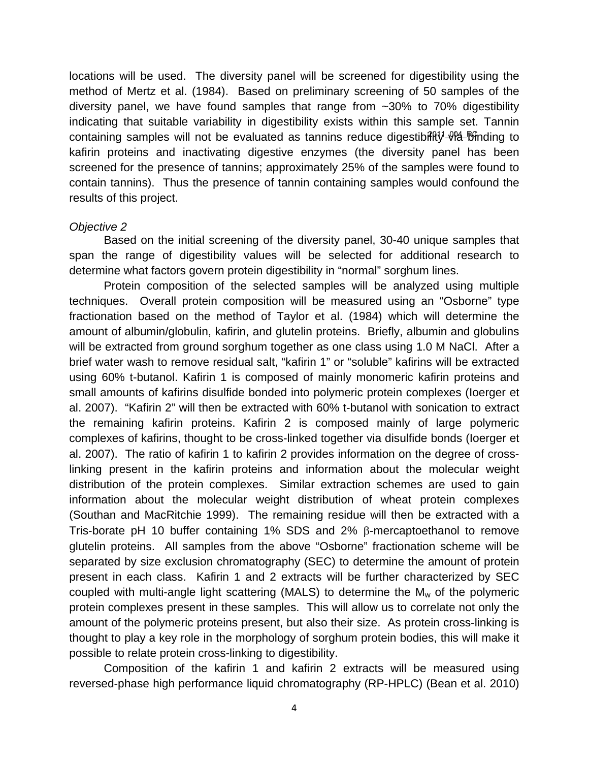locations will be used. The diversity panel will be screened for digestibility using the method of Mertz et al. (1984). Based on preliminary screening of 50 samples of the diversity panel, we have found samples that range from ~30% to 70% digestibility indicating that suitable variability in digestibility exists within this sample set. Tannin containing samples will not be evaluated as tannins reduce digestibility via binding to kafirin proteins and inactivating digestive enzymes (the diversity panel has been screened for the presence of tannins; approximately 25% of the samples were found to contain tannins). Thus the presence of tannin containing samples would confound the results of this project.

*Objective 2*

Based on the initial screening of the diversity panel, 30-40 unique samples that span the range of digestibility values will be selected for additional research to determine what factors govern protein digestibility in "normal" sorghum lines.

Protein composition of the selected samples will be analyzed using multiple techniques. Overall protein composition will be measured using an "Osborne" type fractionation based on the method of Taylor et al. (1984) which will determine the amount of albumin/globulin, kafirin, and glutelin proteins. Briefly, albumin and globulins will be extracted from ground sorghum together as one class using 1.0 M NaCl. After a brief water wash to remove residual salt, "kafirin 1" or "soluble" kafirins will be extracted using 60% t-butanol. Kafirin 1 is composed of mainly monomeric kafirin proteins and small amounts of kafirins disulfide bonded into polymeric protein complexes (Ioerger et al. 2007). "Kafirin 2" will then be extracted with 60% t-butanol with sonication to extract the remaining kafirin proteins. Kafirin 2 is composed mainly of large polymeric complexes of kafirins, thought to be cross-linked together via disulfide bonds (Ioerger et al. 2007). The ratio of kafirin 1 to kafirin 2 provides information on the degree of cross-linking present in the kafirin proteins and information about the molecular weight distribution of the protein complexes. Similar extraction schemes are used to gain information about the molecular weight distribution of wheat protein complexes (Southan and MacRitchie 1999). The remaining residue will then be extracted with a Tris-borate pH 10 buffer containing 1% SDS and 2% β-mercaptoethanol to remove glutelin proteins. All samples from the above "Osborne" fractionation scheme will be separated by size exclusion chromatography (SEC) to determine the amount of protein present in each class. Kafirin 1 and 2 extracts will be further characterized by SEC coupled with multi-angle light scattering (MALS) to determine the $M_w$ of the polymeric protein complexes present in these samples. This will allow us to correlate not only the amount of the polymeric proteins present, but also their size. As protein cross-linking is thought to play a key role in the morphology of sorghum protein bodies, this will make it possible to relate protein cross-linking to digestibility.

Composition of the kafirin 1 and kafirin 2 extracts will be measured using reversed-phase high performance liquid chromatography (RP-HPLC) (Bean et al. 2010)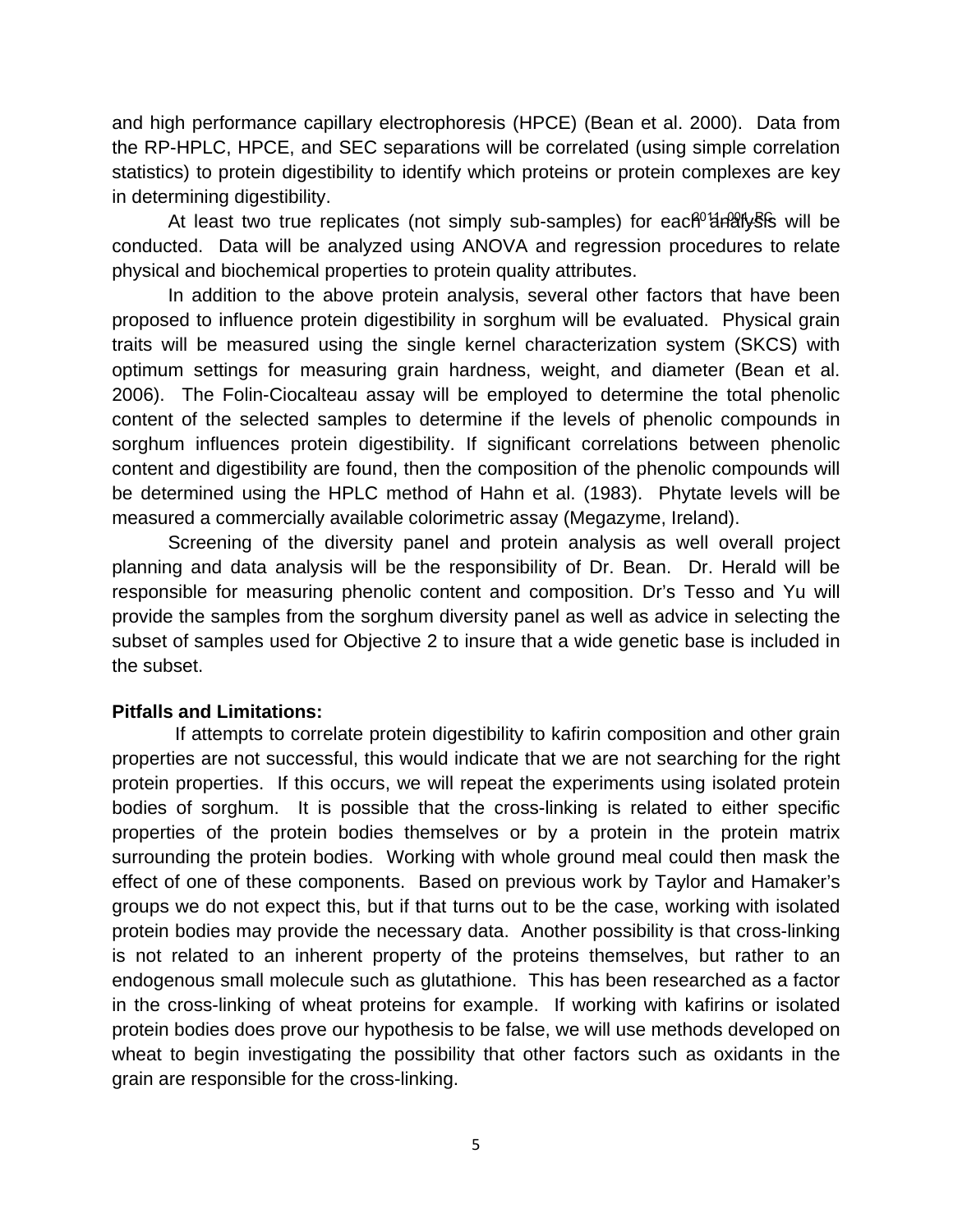and high performance capillary electrophoresis (HPCE) (Bean et al. 2000). Data from the RP-HPLC, HPCE, and SEC separations will be correlated (using simple correlation statistics) to protein digestibility to identify which proteins or protein complexes are key in determining digestibility.

At least two true replicates (not simply sub-samples) for each analysis will be conducted. Data will be analyzed using ANOVA and regression procedures to relate physical and biochemical properties to protein quality attributes.

In addition to the above protein analysis, several other factors that have been proposed to influence protein digestibility in sorghum will be evaluated. Physical grain traits will be measured using the single kernel characterization system (SKCS) with optimum settings for measuring grain hardness, weight, and diameter (Bean et al. 2006). The Folin-Ciocalteau assay will be employed to determine the total phenolic content of the selected samples to determine if the levels of phenolic compounds in sorghum influences protein digestibility. If significant correlations between phenolic content and digestibility are found, then the composition of the phenolic compounds will be determined using the HPLC method of Hahn et al. (1983). Phytate levels will be measured a commercially available colorimetric assay (Megazyme, Ireland).

Screening of the diversity panel and protein analysis as well overall project planning and data analysis will be the responsibility of Dr. Bean. Dr. Herald will be responsible for measuring phenolic content and composition. Dr's Tesso and Yu will provide the samples from the sorghum diversity panel as well as advice in selecting the subset of samples used for Objective 2 to insure that a wide genetic base is included in the subset.

**Pitfalls and Limitations:**

If attempts to correlate protein digestibility to kafirin composition and other grain properties are not successful, this would indicate that we are not searching for the right protein properties. If this occurs, we will repeat the experiments using isolated protein bodies of sorghum. It is possible that the cross-linking is related to either specific properties of the protein bodies themselves or by a protein in the protein matrix surrounding the protein bodies. Working with whole ground meal could then mask the effect of one of these components. Based on previous work by Taylor and Hamaker's groups we do not expect this, but if that turns out to be the case, working with isolated protein bodies may provide the necessary data. Another possibility is that cross-linking is not related to an inherent property of the proteins themselves, but rather to an endogenous small molecule such as glutathione. This has been researched as a factor in the cross-linking of wheat proteins for example. If working with kafirins or isolated protein bodies does prove our hypothesis to be false, we will use methods developed on wheat to begin investigating the possibility that other factors such as oxidants in the grain are responsible for the cross-linking.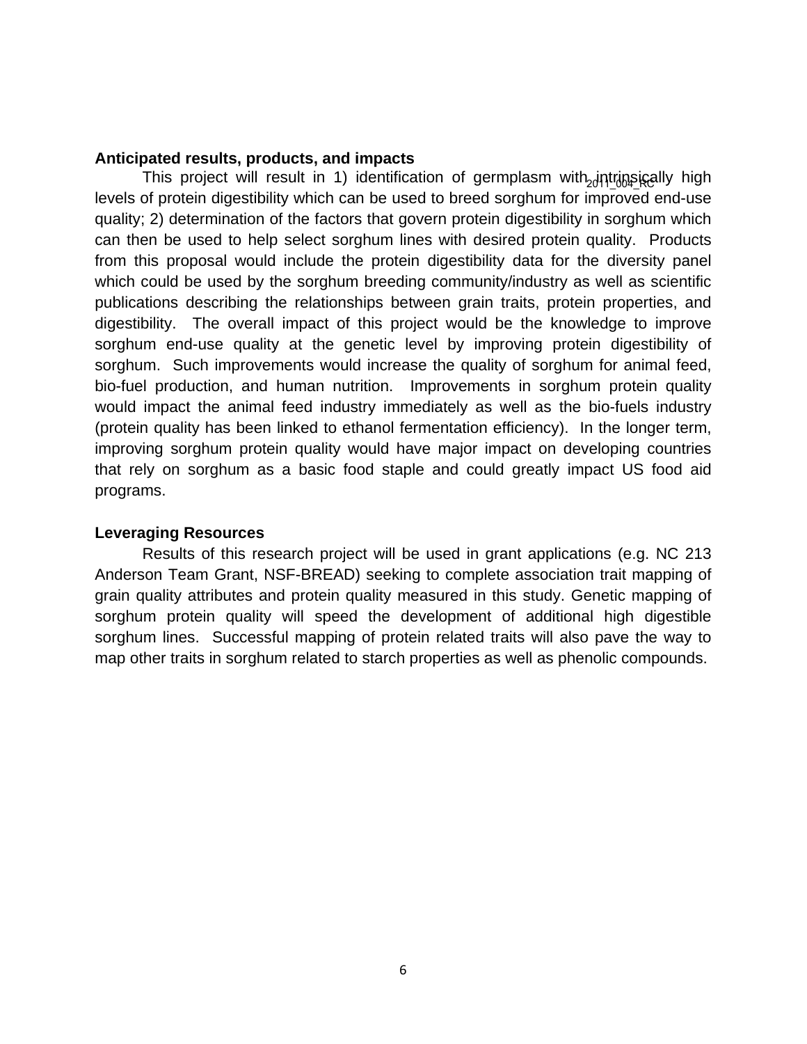**Anticipated results, products, and impacts**

This project will result in 1) identification of germplasm with intrinsically high levels of protein digestibility which can be used to breed sorghum for improved end-use quality; 2) determination of the factors that govern protein digestibility in sorghum which can then be used to help select sorghum lines with desired protein quality. Products from this proposal would include the protein digestibility data for the diversity panel which could be used by the sorghum breeding community/industry as well as scientific publications describing the relationships between grain traits, protein properties, and digestibility. The overall impact of this project would be the knowledge to improve sorghum end-use quality at the genetic level by improving protein digestibility of sorghum. Such improvements would increase the quality of sorghum for animal feed, bio-fuel production, and human nutrition. Improvements in sorghum protein quality would impact the animal feed industry immediately as well as the bio-fuels industry (protein quality has been linked to ethanol fermentation efficiency). In the longer term, improving sorghum protein quality would have major impact on developing countries that rely on sorghum as a basic food staple and could greatly impact US food aid programs.

**Leveraging Resources**

Results of this research project will be used in grant applications (e.g. NC 213 Anderson Team Grant, NSF-BREAD) seeking to complete association trait mapping of grain quality attributes and protein quality measured in this study. Genetic mapping of sorghum protein quality will speed the development of additional high digestible sorghum lines. Successful mapping of protein related traits will also pave the way to map other traits in sorghum related to starch properties as well as phenolic compounds.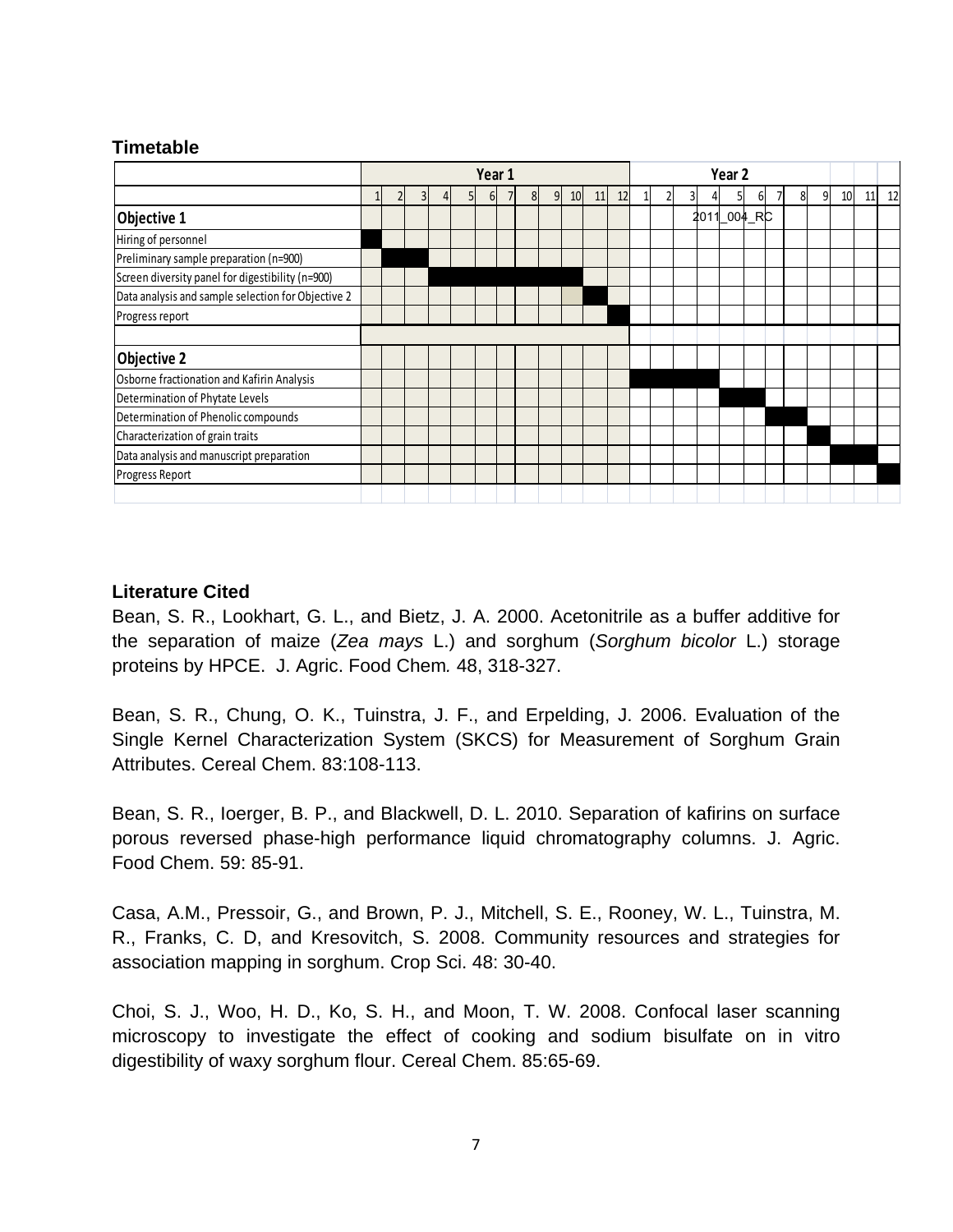**Timetable**

| | Year 1 | | | | | | | | | | | | Year 2 | | | | | | | | | | | |
|---|---|---|---|---|---|---|---|---|---|---|---|---|---|---|---|---|---|---|---|---|---|---|---|---|
| | 1 | 2 | 3 | 4 | 5 | 6 | 7 | 8 | 9 | 10 | 11 | 12 | 1 | 2 | 3 | 4 | 5 | 6 | 7 | 8 | 9 | 10 | 11 | 12 |
| **Objective 1** | | | | | | | | | | | | | | | | 2011_004_RC | | | | | | | | |
| Hiring of personnel | ■ | | | | | | | | | | | | | | | | | | | | | | | |
| Preliminary sample preparation (n=900) | | ■ | ■ | | | | | | | | | | | | | | | | | | | | | |
| Screen diversity panel for digestibility (n=900) | | | | ■ | ■ | ■ | ■ | ■ | ■ | ■ | | | | | | | | | | | | | | |
| Data analysis and sample selection for Objective 2 | | | | | | | | | | | ■ | | | | | | | | | | | | | |
| Progress report | | | | | | | | | | | | ■ | | | | | | | | | | | | |
| **Objective 2** | | | | | | | | | | | | | | | | | | | | | | | | |
| Osborne fractionation and Kafirin Analysis | | | | | | | | | | | | | ■ | ■ | ■ | ■ | | | | | | | | |
| Determination of Phytate Levels | | | | | | | | | | | | | | | | | ■ | ■ | | | | | | |
| Determination of Phenolic compounds | | | | | | | | | | | | | | | | | | | ■ | ■ | | | | |
| Characterization of grain traits | | | | | | | | | | | | | | | | | | | | | ■ | | | |
| Data analysis and manuscript preparation | | | | | | | | | | | | | | | | | | | | | | ■ | ■ | |
| Progress Report | | | | | | | | | | | | | | | | | | | | | | | | ■ |

**Literature Cited**

Bean, S. R., Lookhart, G. L., and Bietz, J. A. 2000. Acetonitrile as a buffer additive for the separation of maize (*Zea mays* L.) and sorghum (*Sorghum bicolor* L.) storage proteins by HPCE. J. Agric. Food Chem*.* 48, 318-327.

Bean, S. R., Chung, O. K., Tuinstra, J. F., and Erpelding, J. 2006. Evaluation of the Single Kernel Characterization System (SKCS) for Measurement of Sorghum Grain Attributes. Cereal Chem. 83:108-113.

Bean, S. R., Ioerger, B. P., and Blackwell, D. L. 2010. Separation of kafirins on surface porous reversed phase-high performance liquid chromatography columns. J. Agric. Food Chem. 59: 85-91.

Casa, A.M., Pressoir, G., and Brown, P. J., Mitchell, S. E., Rooney, W. L., Tuinstra, M. R., Franks, C. D, and Kresovitch, S. 2008. Community resources and strategies for association mapping in sorghum. Crop Sci. 48: 30-40.

Choi, S. J., Woo, H. D., Ko, S. H., and Moon, T. W. 2008. Confocal laser scanning microscopy to investigate the effect of cooking and sodium bisulfate on in vitro digestibility of waxy sorghum flour. Cereal Chem. 85:65-69.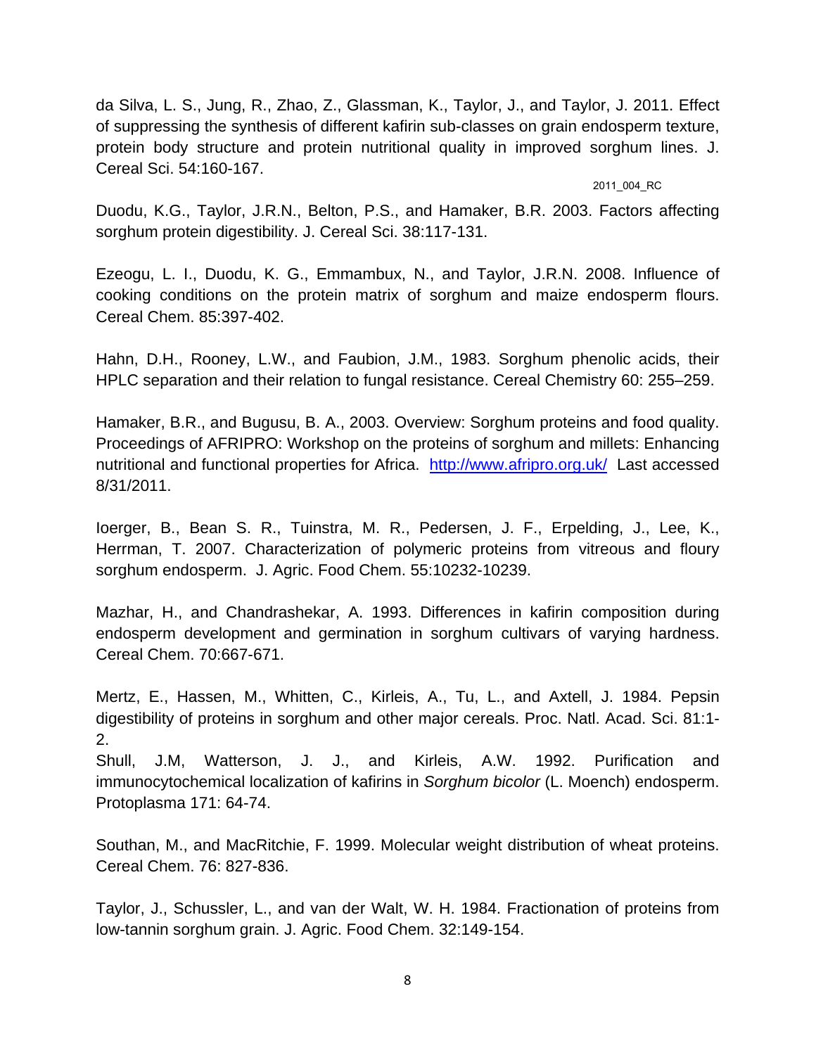da Silva, L. S., Jung, R., Zhao, Z., Glassman, K., Taylor, J., and Taylor, J. 2011. Effect of suppressing the synthesis of different kafirin sub-classes on grain endosperm texture, protein body structure and protein nutritional quality in improved sorghum lines. J. Cereal Sci. 54:160-167.

Duodu, K.G., Taylor, J.R.N., Belton, P.S., and Hamaker, B.R. 2003. Factors affecting sorghum protein digestibility. J. Cereal Sci. 38:117-131.

Ezeogu, L. I., Duodu, K. G., Emmambux, N., and Taylor, J.R.N. 2008. Influence of cooking conditions on the protein matrix of sorghum and maize endosperm flours. Cereal Chem. 85:397-402.

Hahn, D.H., Rooney, L.W., and Faubion, J.M., 1983. Sorghum phenolic acids, their HPLC separation and their relation to fungal resistance. Cereal Chemistry 60: 255–259.

Hamaker, B.R., and Bugusu, B. A., 2003. Overview: Sorghum proteins and food quality. Proceedings of AFRIPRO: Workshop on the proteins of sorghum and millets: Enhancing nutritional and functional properties for Africa. http://www.afripro.org.uk/ Last accessed 8/31/2011.

Ioerger, B., Bean S. R., Tuinstra, M. R., Pedersen, J. F., Erpelding, J., Lee, K., Herrman, T. 2007. Characterization of polymeric proteins from vitreous and floury sorghum endosperm. J. Agric. Food Chem. 55:10232-10239.

Mazhar, H., and Chandrashekar, A. 1993. Differences in kafirin composition during endosperm development and germination in sorghum cultivars of varying hardness. Cereal Chem. 70:667-671.

Mertz, E., Hassen, M., Whitten, C., Kirleis, A., Tu, L., and Axtell, J. 1984. Pepsin digestibility of proteins in sorghum and other major cereals. Proc. Natl. Acad. Sci. 81:1-2.

Shull, J.M, Watterson, J. J., and Kirleis, A.W. 1992. Purification and immunocytochemical localization of kafirins in *Sorghum bicolor* (L. Moench) endosperm. Protoplasma 171: 64-74.

Southan, M., and MacRitchie, F. 1999. Molecular weight distribution of wheat proteins. Cereal Chem. 76: 827-836.

Taylor, J., Schussler, L., and van der Walt, W. H. 1984. Fractionation of proteins from low-tannin sorghum grain. J. Agric. Food Chem. 32:149-154.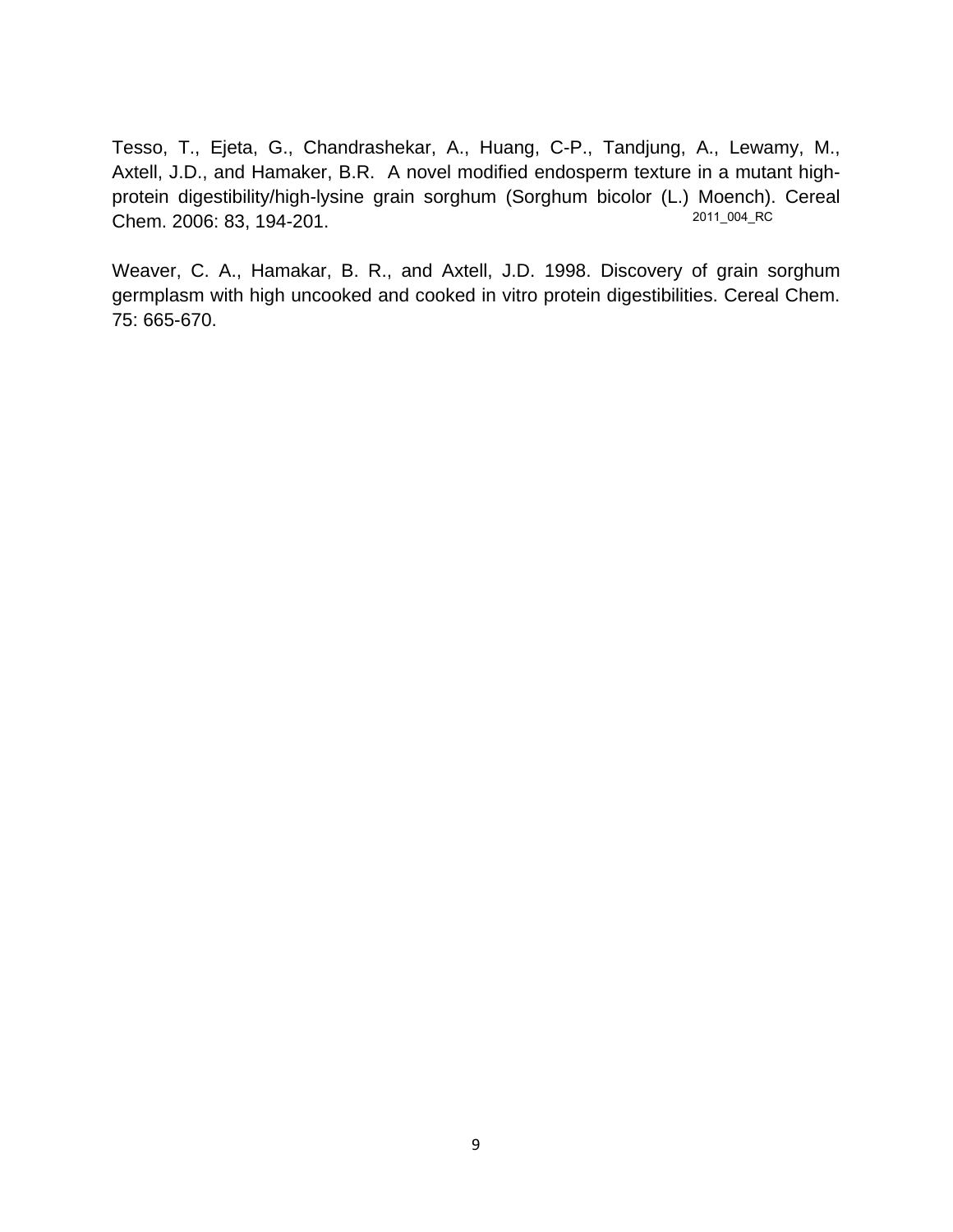Tesso, T., Ejeta, G., Chandrashekar, A., Huang, C-P., Tandjung, A., Lewamy, M., Axtell, J.D., and Hamaker, B.R. A novel modified endosperm texture in a mutant high-protein digestibility/high-lysine grain sorghum (Sorghum bicolor (L.) Moench). Cereal Chem. 2006: 83, 194-201.

Weaver, C. A., Hamakar, B. R., and Axtell, J.D. 1998. Discovery of grain sorghum germplasm with high uncooked and cooked in vitro protein digestibilities. Cereal Chem. 75: 665-670.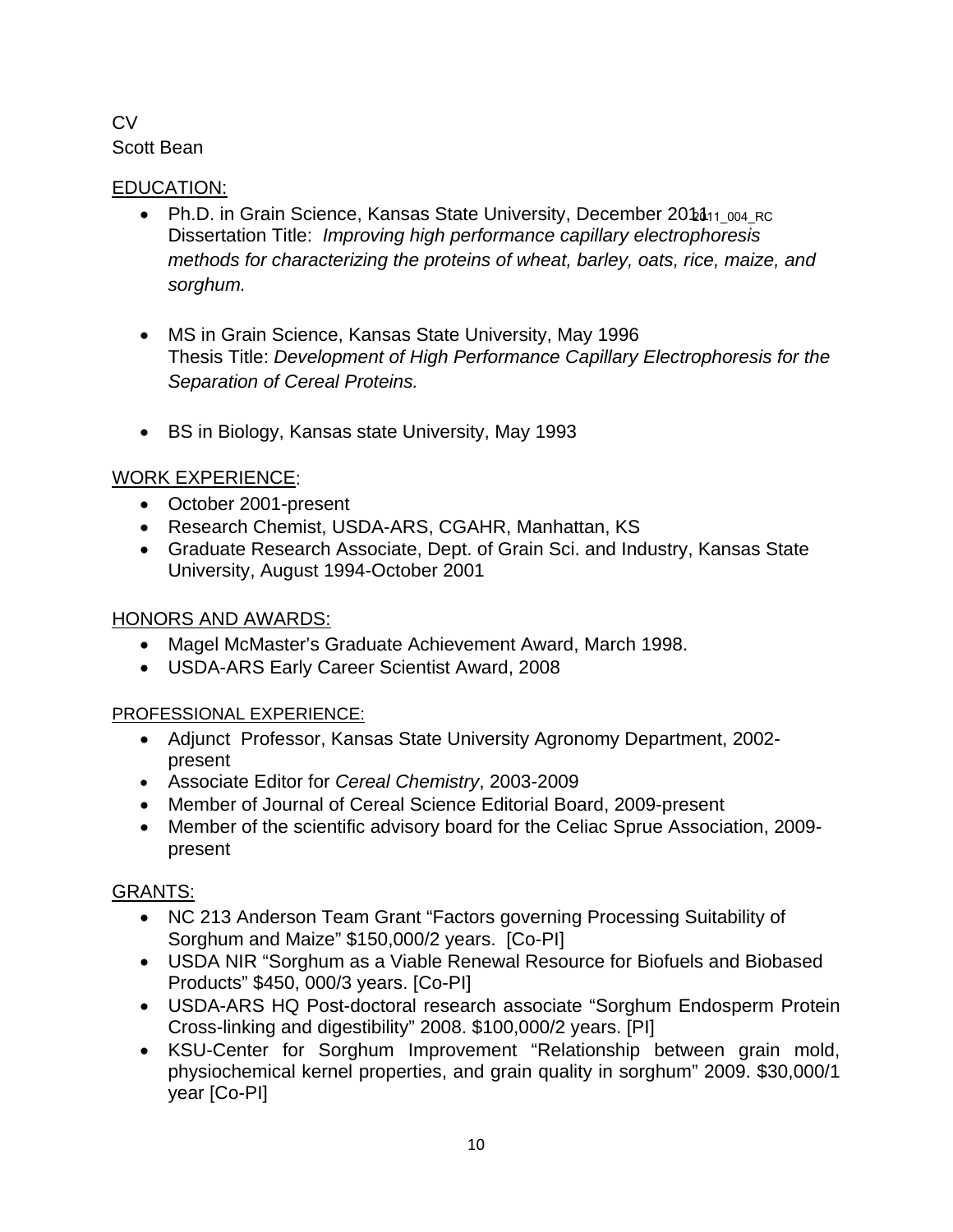CV
Scott Bean

EDUCATION:

- Ph.D. in Grain Science, Kansas State University, December 2011
  Dissertation Title: *Improving high performance capillary electrophoresis methods for characterizing the proteins of wheat, barley, oats, rice, maize, and sorghum.*

- MS in Grain Science, Kansas State University, May 1996
  Thesis Title: *Development of High Performance Capillary Electrophoresis for the Separation of Cereal Proteins.*

- BS in Biology, Kansas state University, May 1993

WORK EXPERIENCE:

- October 2001-present
- Research Chemist, USDA-ARS, CGAHR, Manhattan, KS
- Graduate Research Associate, Dept. of Grain Sci. and Industry, Kansas State University, August 1994-October 2001

HONORS AND AWARDS:

- Magel McMaster's Graduate Achievement Award, March 1998.
- USDA-ARS Early Career Scientist Award, 2008

PROFESSIONAL EXPERIENCE:

- Adjunct Professor, Kansas State University Agronomy Department, 2002-present
- Associate Editor for *Cereal Chemistry*, 2003-2009
- Member of Journal of Cereal Science Editorial Board, 2009-present
- Member of the scientific advisory board for the Celiac Sprue Association, 2009-present

GRANTS:

- NC 213 Anderson Team Grant "Factors governing Processing Suitability of Sorghum and Maize" $150,000/2 years. [Co-PI]
- USDA NIR "Sorghum as a Viable Renewal Resource for Biofuels and Biobased Products" $450, 000/3 years. [Co-PI]
- USDA-ARS HQ Post-doctoral research associate "Sorghum Endosperm Protein Cross-linking and digestibility" 2008. $100,000/2 years. [PI]
- KSU-Center for Sorghum Improvement "Relationship between grain mold, physiochemical kernel properties, and grain quality in sorghum" 2009. $30,000/1 year [Co-PI]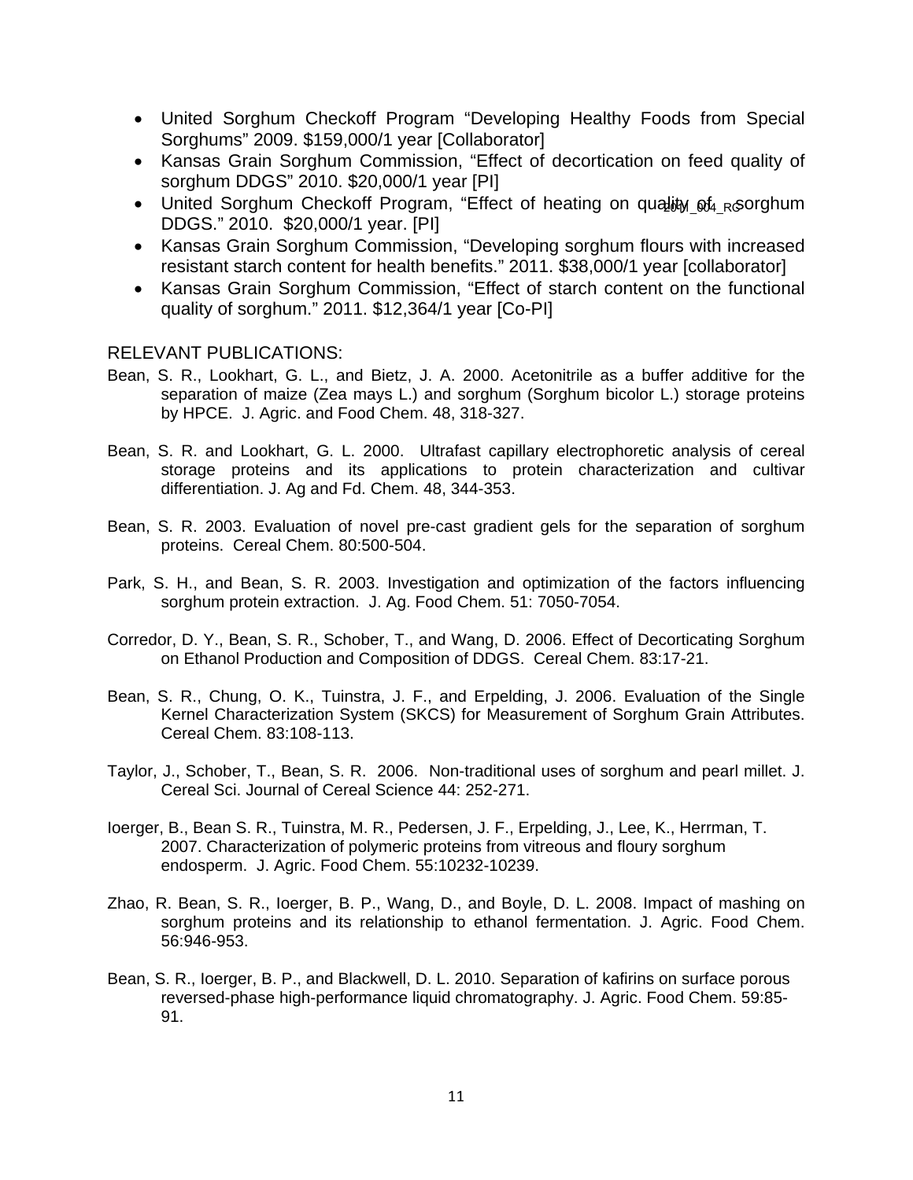- United Sorghum Checkoff Program "Developing Healthy Foods from Special Sorghums" 2009. $159,000/1 year [Collaborator]
- Kansas Grain Sorghum Commission, "Effect of decortication on feed quality of sorghum DDGS" 2010. $20,000/1 year [PI]
- United Sorghum Checkoff Program, "Effect of heating on quality of sorghum DDGS." 2010. $20,000/1 year. [PI]
- Kansas Grain Sorghum Commission, "Developing sorghum flours with increased resistant starch content for health benefits." 2011. $38,000/1 year [collaborator]
- Kansas Grain Sorghum Commission, "Effect of starch content on the functional quality of sorghum." 2011. $12,364/1 year [Co-PI]

RELEVANT PUBLICATIONS:

Bean, S. R., Lookhart, G. L., and Bietz, J. A. 2000. Acetonitrile as a buffer additive for the separation of maize (Zea mays L.) and sorghum (Sorghum bicolor L.) storage proteins by HPCE. J. Agric. and Food Chem. 48, 318-327.

Bean, S. R. and Lookhart, G. L. 2000. Ultrafast capillary electrophoretic analysis of cereal storage proteins and its applications to protein characterization and cultivar differentiation. J. Ag and Fd. Chem. 48, 344-353.

Bean, S. R. 2003. Evaluation of novel pre-cast gradient gels for the separation of sorghum proteins. Cereal Chem. 80:500-504.

Park, S. H., and Bean, S. R. 2003. Investigation and optimization of the factors influencing sorghum protein extraction. J. Ag. Food Chem. 51: 7050-7054.

Corredor, D. Y., Bean, S. R., Schober, T., and Wang, D. 2006. Effect of Decorticating Sorghum on Ethanol Production and Composition of DDGS. Cereal Chem. 83:17-21.

Bean, S. R., Chung, O. K., Tuinstra, J. F., and Erpelding, J. 2006. Evaluation of the Single Kernel Characterization System (SKCS) for Measurement of Sorghum Grain Attributes. Cereal Chem. 83:108-113.

Taylor, J., Schober, T., Bean, S. R. 2006. Non-traditional uses of sorghum and pearl millet. J. Cereal Sci. Journal of Cereal Science 44: 252-271.

Ioerger, B., Bean S. R., Tuinstra, M. R., Pedersen, J. F., Erpelding, J., Lee, K., Herrman, T. 2007. Characterization of polymeric proteins from vitreous and floury sorghum endosperm. J. Agric. Food Chem. 55:10232-10239.

Zhao, R. Bean, S. R., Ioerger, B. P., Wang, D., and Boyle, D. L. 2008. Impact of mashing on sorghum proteins and its relationship to ethanol fermentation. J. Agric. Food Chem. 56:946-953.

Bean, S. R., Ioerger, B. P., and Blackwell, D. L. 2010. Separation of kafirins on surface porous reversed-phase high-performance liquid chromatography. J. Agric. Food Chem. 59:85-91.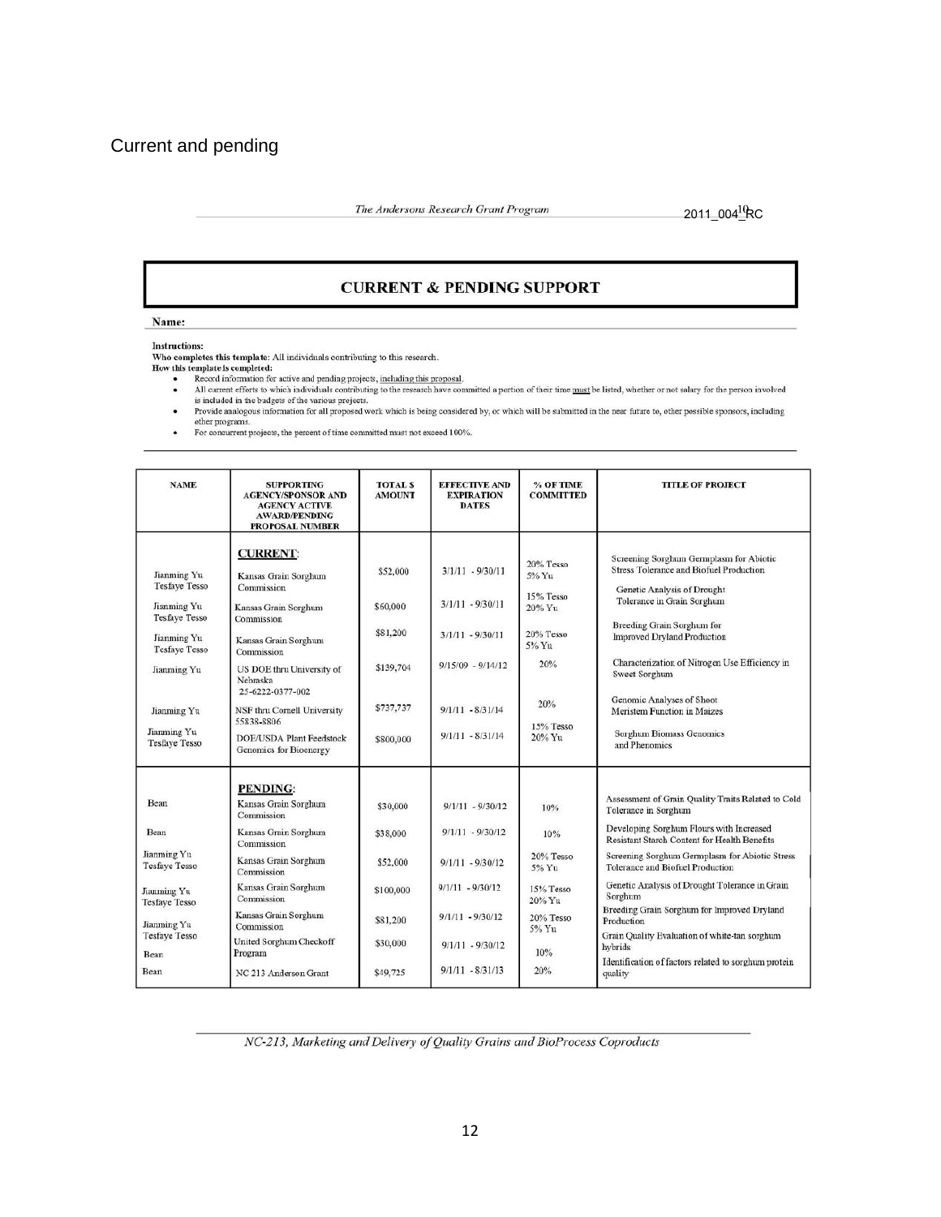Current and pending

*The Andersons Research Grant Program* 2011_004_RC

## CURRENT & PENDING SUPPORT

**Name:**

**Instructions:**
**Who completes this template**: All individuals contributing to this research.
**How this template is completed:**

- Record information for active and pending projects, including this proposal.
- All current efforts to which individuals contributing to the research have committed a portion of their time must be listed, whether or not salary for the person involved is included in the budgets of the various projects.
- Provide analogous information for all proposed work which is being considered by, or which will be submitted in the near future to, other possible sponsors, including other programs.
- For concurrent projects, the percent of time committed must not exceed 100%.

| NAME | SUPPORTING AGENCY/SPONSOR AND AGENCY ACTIVE AWARD/PENDING PROPOSAL NUMBER | TOTAL $ AMOUNT | EFFECTIVE AND EXPIRATION DATES | % OF TIME COMMITTED | TITLE OF PROJECT |
|---|---|---|---|---|---|
| | **CURRENT**: | | | | |
| Jianming Yu Tesfaye Tesso | Kansas Grain Sorghum Commission | $52,000 | 3/1/11 - 9/30/11 | 20% Tesso 5% Yu | Screening Sorghum Germplasm for Abiotic Stress Tolerance and Biofuel Production |
| Jianming Yu Tesfaye Tesso | Kansas Grain Sorghum Commission | $60,000 | 3/1/11 - 9/30/11 | 15% Tesso 20% Yu | Genetic Analysis of Drought Tolerance in Grain Sorghum |
| Jianming Yu Tesfaye Tesso | Kansas Grain Sorghum Commission | $81,200 | 3/1/11 - 9/30/11 | 20% Tesso 5% Yu | Breeding Grain Sorghum for Improved Dryland Production |
| Jianming Yu | US DOE thru University of Nebraska 25-6222-0377-002 | $139,704 | 9/15/09 - 9/14/12 | 20% | Characterization of Nitrogen Use Efficiency in Sweet Sorghum |
| Jianming Yu | NSF thru Cornell University 55838-8806 | $737,737 | 9/1/11 - 8/31/14 | 20% | Genomic Analyses of Shoot Meristem Function in Maizes |
| Jianming Yu Tesfaye Tesso | DOE/USDA Plant Feedstock Genomics for Bioenergy | $800,000 | 9/1/11 - 8/31/14 | 15% Tesso 20% Yu | Sorghum Biomass Genomics and Phenomics |
| | **PENDING**: | | | | |
| Bean | Kansas Grain Sorghum Commission | $30,000 | 9/1/11 - 9/30/12 | 10% | Assessment of Grain Quality Traits Related to Cold Tolerance in Sorghum |
| Bean | Kansas Grain Sorghum Commission | $38,000 | 9/1/11 - 9/30/12 | 10% | Developing Sorghum Flours with Increased Resistant Starch Content for Health Benefits |
| Jianming Yu Tesfaye Tesso | Kansas Grain Sorghum Commission | $52,000 | 9/1/11 - 9/30/12 | 20% Tesso 5% Yu | Screening Sorghum Germplasm for Abiotic Stress Tolerance and Biofuel Production |
| Jianming Yu Tesfaye Tesso | Kansas Grain Sorghum Commission | $100,000 | 9/1/11 - 9/30/12 | 15% Tesso 20% Yu | Genetic Analysis of Drought Tolerance in Grain Sorghum |
| Jianming Yu Tesfaye Tesso | Kansas Grain Sorghum Commission | $81,200 | 9/1/11 - 9/30/12 | 20% Tesso 5% Yu | Breeding Grain Sorghum for Improved Dryland Production |
| Bean | United Sorghum Checkoff Program | $30,000 | 9/1/11 - 9/30/12 | 10% | Grain Quality Evaluation of white-tan sorghum hybrids |
| Bean | NC 213 Anderson Grant | $49,725 | 9/1/11 - 8/31/13 | 20% | Identification of factors related to sorghum protein quality |

*NC-213, Marketing and Delivery of Quality Grains and BioProcess Coproducts*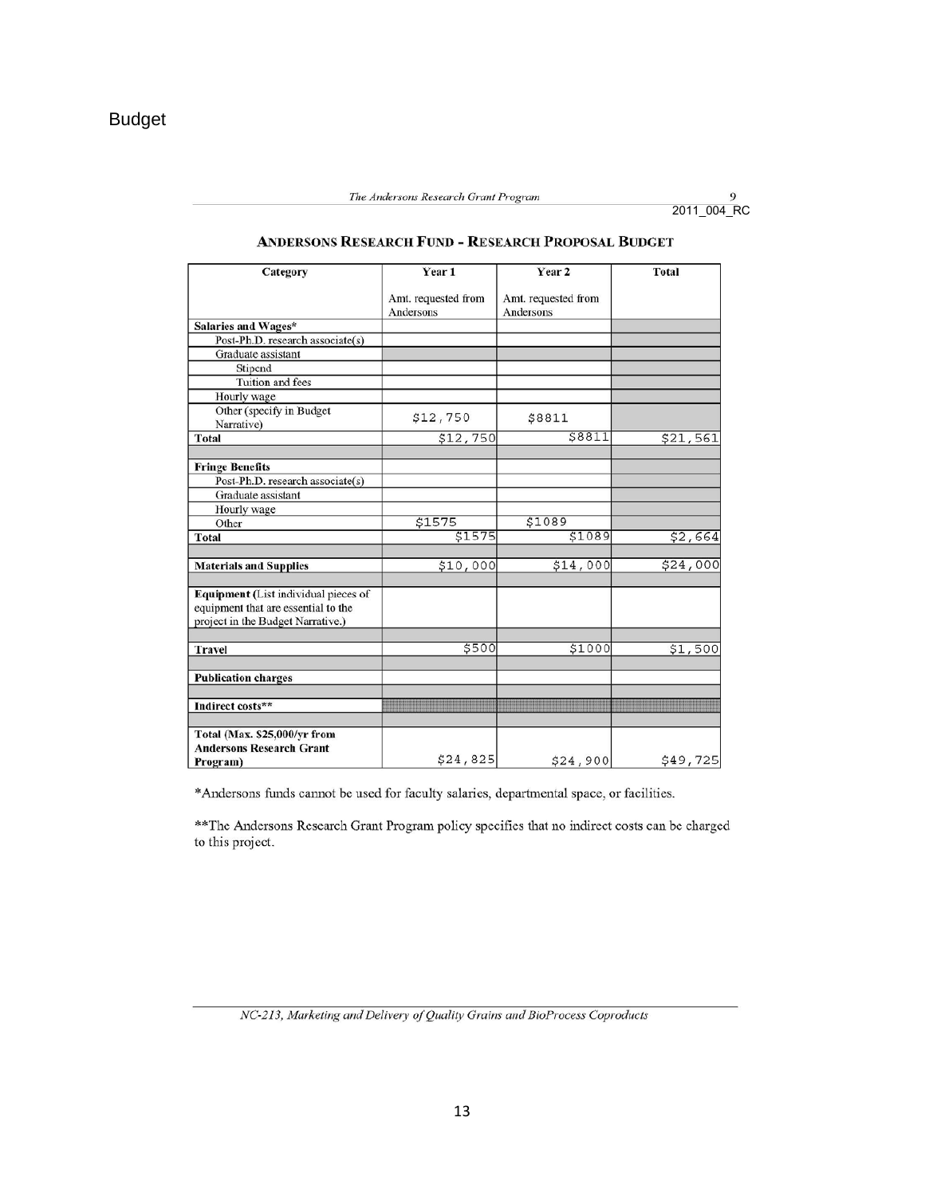# Budget

2011_004_RC

## ANDERSONS RESEARCH FUND - RESEARCH PROPOSAL BUDGET

| Category | Year 1 | Year 2 | Total |
|---|---|---|---|
| | Amt. requested from Andersons | Amt. requested from Andersons | |
| **Salaries and Wages*** | | | |
| Post-Ph.D. research associate(s) | | | |
| Graduate assistant | | | |
| Stipend | | | |
| Tuition and fees | | | |
| Hourly wage | | | |
| Other (specify in Budget Narrative) | $12,750 | $8811 | |
| **Total** | $12,750 | $8811 | $21,561 |
| | | | |
| **Fringe Benefits** | | | |
| Post-Ph.D. research associate(s) | | | |
| Graduate assistant | | | |
| Hourly wage | | | |
| Other | $1575 | $1089 | |
| **Total** | $1575 | $1089 | $2,664 |
| | | | |
| **Materials and Supplies** | $10,000 | $14,000 | $24,000 |
| | | | |
| **Equipment** (List individual pieces of equipment that are essential to the project in the Budget Narrative.) | | | |
| | | | |
| **Travel** | $500 | $1000 | $1,500 |
| | | | |
| **Publication charges** | | | |
| | | | |
| **Indirect costs**** | | | |
| | | | |
| **Total (Max. $25,000/yr from Andersons Research Grant Program)** | $24,825 | $24,900 | $49,725 |

*Andersons funds cannot be used for faculty salaries, departmental space, or facilities.

**The Andersons Research Grant Program policy specifies that no indirect costs can be charged to this project.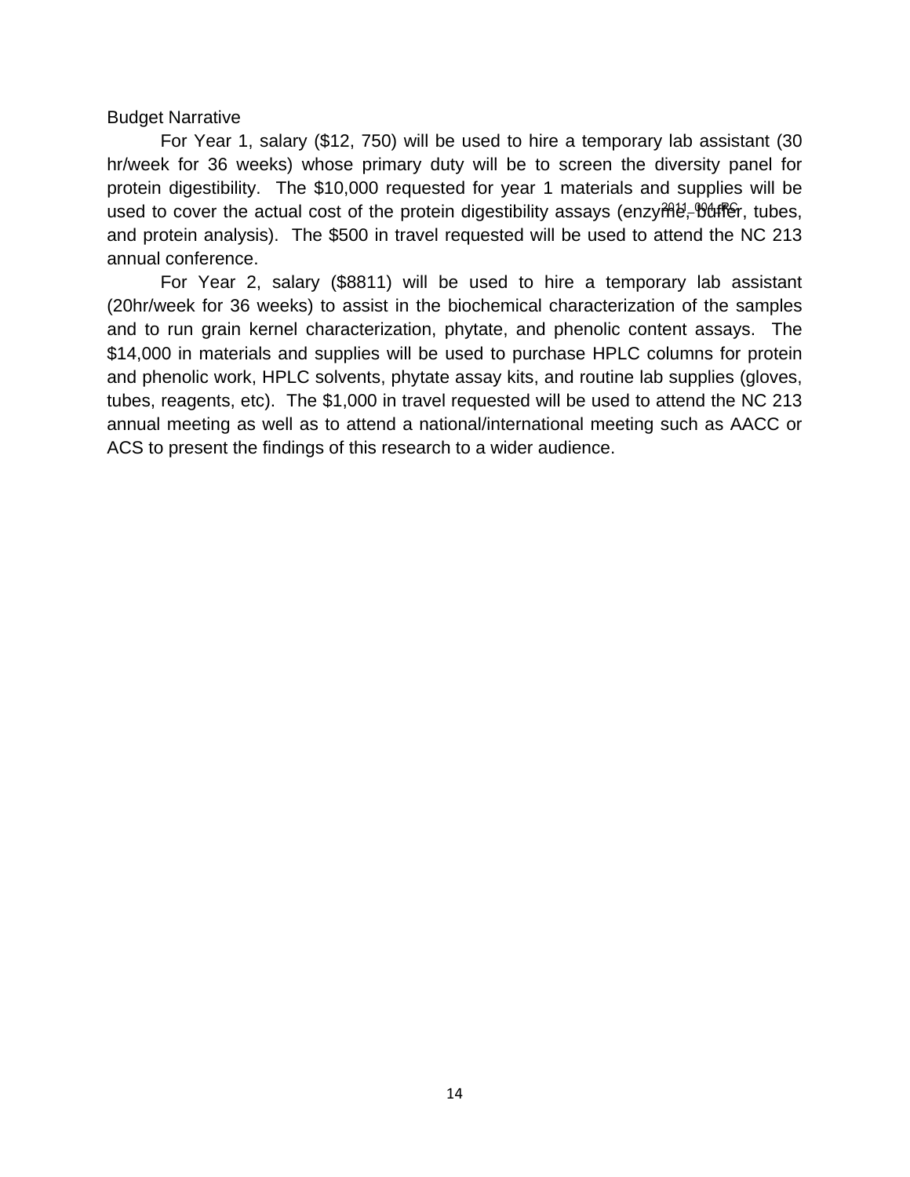Budget Narrative

For Year 1, salary ($12, 750) will be used to hire a temporary lab assistant (30 hr/week for 36 weeks) whose primary duty will be to screen the diversity panel for protein digestibility. The $10,000 requested for year 1 materials and supplies will be used to cover the actual cost of the protein digestibility assays (enzyme, buffer, tubes, and protein analysis). The $500 in travel requested will be used to attend the NC 213 annual conference.

For Year 2, salary ($8811) will be used to hire a temporary lab assistant (20hr/week for 36 weeks) to assist in the biochemical characterization of the samples and to run grain kernel characterization, phytate, and phenolic content assays. The $14,000 in materials and supplies will be used to purchase HPLC columns for protein and phenolic work, HPLC solvents, phytate assay kits, and routine lab supplies (gloves, tubes, reagents, etc). The $1,000 in travel requested will be used to attend the NC 213 annual meeting as well as to attend a national/international meeting such as AACC or ACS to present the findings of this research to a wider audience.